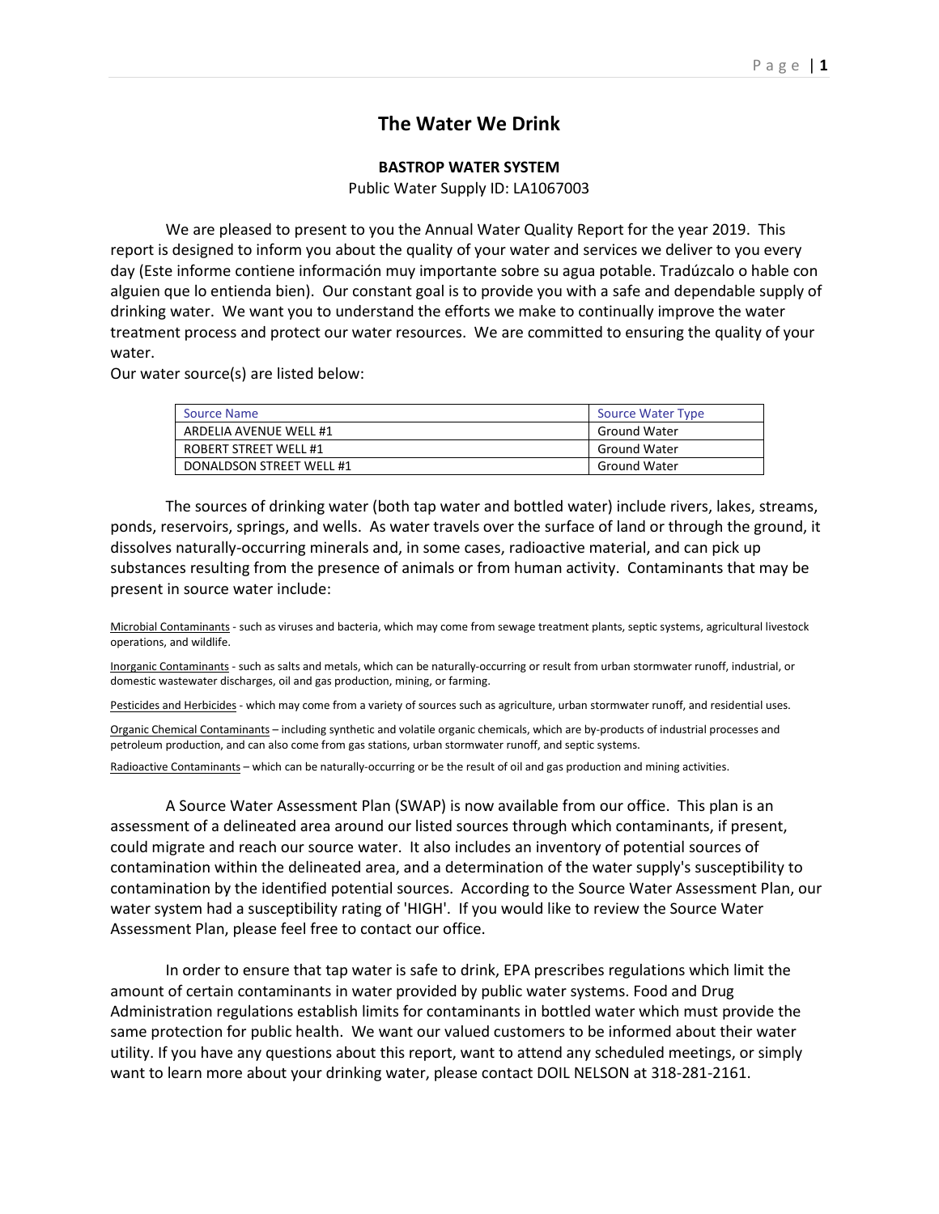# The Water We Drink

**BASTROP WATER SYSTEM**

Public Water Supply ID: LA1067003

We are pleased to present to you the Annual Water Quality Report for the year 2019. This report is designed to inform you about the quality of your water and services we deliver to you every day (Este informe contiene información muy importante sobre su agua potable. Tradúzcalo o hable con alguien que lo entienda bien). Our constant goal is to provide you with a safe and dependable supply of drinking water. We want you to understand the efforts we make to continually improve the water treatment process and protect our water resources. We are committed to ensuring the quality of your water.

Our water source(s) are listed below:

| Source Name | Source Water Type |
|---|---|
| ARDELIA AVENUE WELL #1 | Ground Water |
| ROBERT STREET WELL #1 | Ground Water |
| DONALDSON STREET WELL #1 | Ground Water |

The sources of drinking water (both tap water and bottled water) include rivers, lakes, streams, ponds, reservoirs, springs, and wells. As water travels over the surface of land or through the ground, it dissolves naturally-occurring minerals and, in some cases, radioactive material, and can pick up substances resulting from the presence of animals or from human activity. Contaminants that may be present in source water include:

Microbial Contaminants - such as viruses and bacteria, which may come from sewage treatment plants, septic systems, agricultural livestock operations, and wildlife.

Inorganic Contaminants - such as salts and metals, which can be naturally-occurring or result from urban stormwater runoff, industrial, or domestic wastewater discharges, oil and gas production, mining, or farming.

Pesticides and Herbicides - which may come from a variety of sources such as agriculture, urban stormwater runoff, and residential uses.

Organic Chemical Contaminants – including synthetic and volatile organic chemicals, which are by-products of industrial processes and petroleum production, and can also come from gas stations, urban stormwater runoff, and septic systems.

Radioactive Contaminants – which can be naturally-occurring or be the result of oil and gas production and mining activities.

A Source Water Assessment Plan (SWAP) is now available from our office. This plan is an assessment of a delineated area around our listed sources through which contaminants, if present, could migrate and reach our source water. It also includes an inventory of potential sources of contamination within the delineated area, and a determination of the water supply's susceptibility to contamination by the identified potential sources. According to the Source Water Assessment Plan, our water system had a susceptibility rating of 'HIGH'. If you would like to review the Source Water Assessment Plan, please feel free to contact our office.

In order to ensure that tap water is safe to drink, EPA prescribes regulations which limit the amount of certain contaminants in water provided by public water systems. Food and Drug Administration regulations establish limits for contaminants in bottled water which must provide the same protection for public health. We want our valued customers to be informed about their water utility. If you have any questions about this report, want to attend any scheduled meetings, or simply want to learn more about your drinking water, please contact DOIL NELSON at 318-281-2161.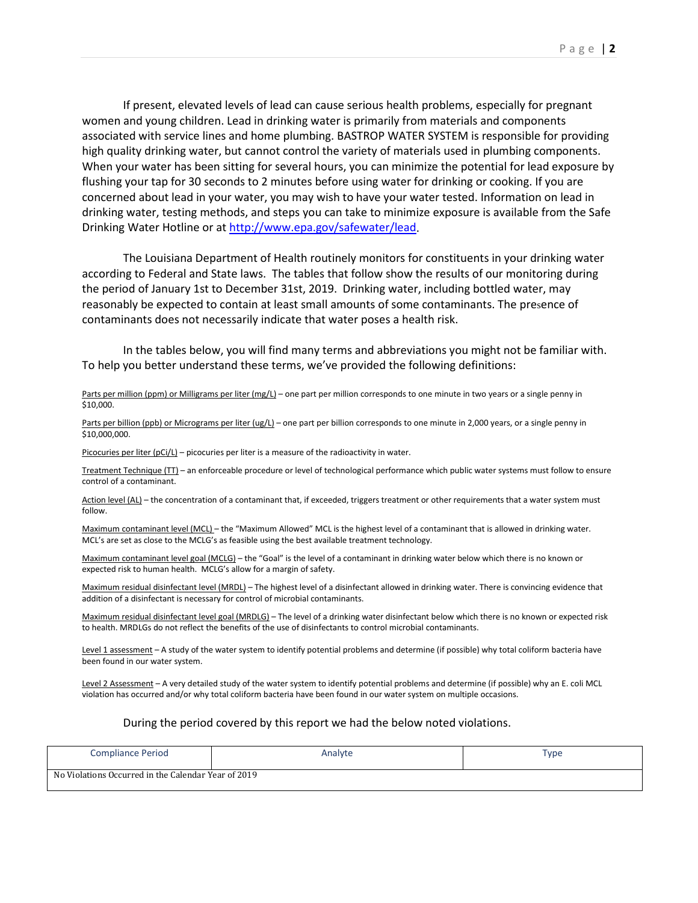If present, elevated levels of lead can cause serious health problems, especially for pregnant women and young children. Lead in drinking water is primarily from materials and components associated with service lines and home plumbing. BASTROP WATER SYSTEM is responsible for providing high quality drinking water, but cannot control the variety of materials used in plumbing components. When your water has been sitting for several hours, you can minimize the potential for lead exposure by flushing your tap for 30 seconds to 2 minutes before using water for drinking or cooking. If you are concerned about lead in your water, you may wish to have your water tested. Information on lead in drinking water, testing methods, and steps you can take to minimize exposure is available from the Safe Drinking Water Hotline or at http://www.epa.gov/safewater/lead.

The Louisiana Department of Health routinely monitors for constituents in your drinking water according to Federal and State laws. The tables that follow show the results of our monitoring during the period of January 1st to December 31st, 2019. Drinking water, including bottled water, may reasonably be expected to contain at least small amounts of some contaminants. The presence of contaminants does not necessarily indicate that water poses a health risk.

In the tables below, you will find many terms and abbreviations you might not be familiar with. To help you better understand these terms, we've provided the following definitions:

Parts per million (ppm) or Milligrams per liter (mg/L) – one part per million corresponds to one minute in two years or a single penny in $10,000.

Parts per billion (ppb) or Micrograms per liter (ug/L) – one part per billion corresponds to one minute in 2,000 years, or a single penny in $10,000,000.

Picocuries per liter (pCi/L) – picocuries per liter is a measure of the radioactivity in water.

Treatment Technique (TT) – an enforceable procedure or level of technological performance which public water systems must follow to ensure control of a contaminant.

Action level (AL) – the concentration of a contaminant that, if exceeded, triggers treatment or other requirements that a water system must follow.

Maximum contaminant level (MCL) – the "Maximum Allowed" MCL is the highest level of a contaminant that is allowed in drinking water. MCL's are set as close to the MCLG's as feasible using the best available treatment technology.

Maximum contaminant level goal (MCLG) – the "Goal" is the level of a contaminant in drinking water below which there is no known or expected risk to human health. MCLG's allow for a margin of safety.

Maximum residual disinfectant level (MRDL) – The highest level of a disinfectant allowed in drinking water. There is convincing evidence that addition of a disinfectant is necessary for control of microbial contaminants.

Maximum residual disinfectant level goal (MRDLG) – The level of a drinking water disinfectant below which there is no known or expected risk to health. MRDLGs do not reflect the benefits of the use of disinfectants to control microbial contaminants.

Level 1 assessment – A study of the water system to identify potential problems and determine (if possible) why total coliform bacteria have been found in our water system.

Level 2 Assessment – A very detailed study of the water system to identify potential problems and determine (if possible) why an E. coli MCL violation has occurred and/or why total coliform bacteria have been found in our water system on multiple occasions.

During the period covered by this report we had the below noted violations.

| Compliance Period | Analyte | Type |
|---|---|---|
| No Violations Occurred in the Calendar Year of 2019 | | |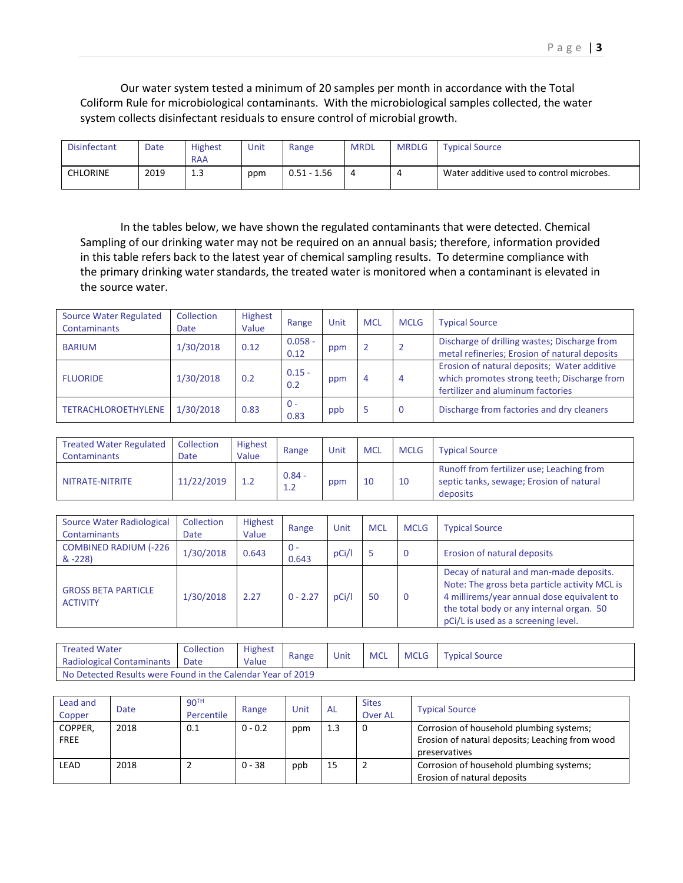Our water system tested a minimum of 20 samples per month in accordance with the Total Coliform Rule for microbiological contaminants. With the microbiological samples collected, the water system collects disinfectant residuals to ensure control of microbial growth.

| Disinfectant | Date | Highest RAA | Unit | Range | MRDL | MRDLG | Typical Source |
|---|---|---|---|---|---|---|---|
| CHLORINE | 2019 | 1.3 | ppm | 0.51 - 1.56 | 4 | 4 | Water additive used to control microbes. |

In the tables below, we have shown the regulated contaminants that were detected. Chemical Sampling of our drinking water may not be required on an annual basis; therefore, information provided in this table refers back to the latest year of chemical sampling results. To determine compliance with the primary drinking water standards, the treated water is monitored when a contaminant is elevated in the source water.

| Source Water Regulated Contaminants | Collection Date | Highest Value | Range | Unit | MCL | MCLG | Typical Source |
|---|---|---|---|---|---|---|---|
| BARIUM | 1/30/2018 | 0.12 | 0.058 - 0.12 | ppm | 2 | 2 | Discharge of drilling wastes; Discharge from metal refineries; Erosion of natural deposits |
| FLUORIDE | 1/30/2018 | 0.2 | 0.15 - 0.2 | ppm | 4 | 4 | Erosion of natural deposits; Water additive which promotes strong teeth; Discharge from fertilizer and aluminum factories |
| TETRACHLOROETHYLENE | 1/30/2018 | 0.83 | 0 - 0.83 | ppb | 5 | 0 | Discharge from factories and dry cleaners |

| Treated Water Regulated Contaminants | Collection Date | Highest Value | Range | Unit | MCL | MCLG | Typical Source |
|---|---|---|---|---|---|---|---|
| NITRATE-NITRITE | 11/22/2019 | 1.2 | 0.84 - 1.2 | ppm | 10 | 10 | Runoff from fertilizer use; Leaching from septic tanks, sewage; Erosion of natural deposits |

| Source Water Radiological Contaminants | Collection Date | Highest Value | Range | Unit | MCL | MCLG | Typical Source |
|---|---|---|---|---|---|---|---|
| COMBINED RADIUM (-226 & -228) | 1/30/2018 | 0.643 | 0 - 0.643 | pCi/l | 5 | 0 | Erosion of natural deposits |
| GROSS BETA PARTICLE ACTIVITY | 1/30/2018 | 2.27 | 0 - 2.27 | pCi/l | 50 | 0 | Decay of natural and man-made deposits. Note: The gross beta particle activity MCL is 4 millirems/year annual dose equivalent to the total body or any internal organ. 50 pCi/L is used as a screening level. |

| Treated Water Radiological Contaminants | Collection Date | Highest Value | Range | Unit | MCL | MCLG | Typical Source |
|---|---|---|---|---|---|---|---|
| No Detected Results were Found in the Calendar Year of 2019 | | | | | | | |

| Lead and Copper | Date | 90TH Percentile | Range | Unit | AL | Sites Over AL | Typical Source |
|---|---|---|---|---|---|---|---|
| COPPER, FREE | 2018 | 0.1 | 0 - 0.2 | ppm | 1.3 | 0 | Corrosion of household plumbing systems; Erosion of natural deposits; Leaching from wood preservatives |
| LEAD | 2018 | 2 | 0 - 38 | ppb | 15 | 2 | Corrosion of household plumbing systems; Erosion of natural deposits |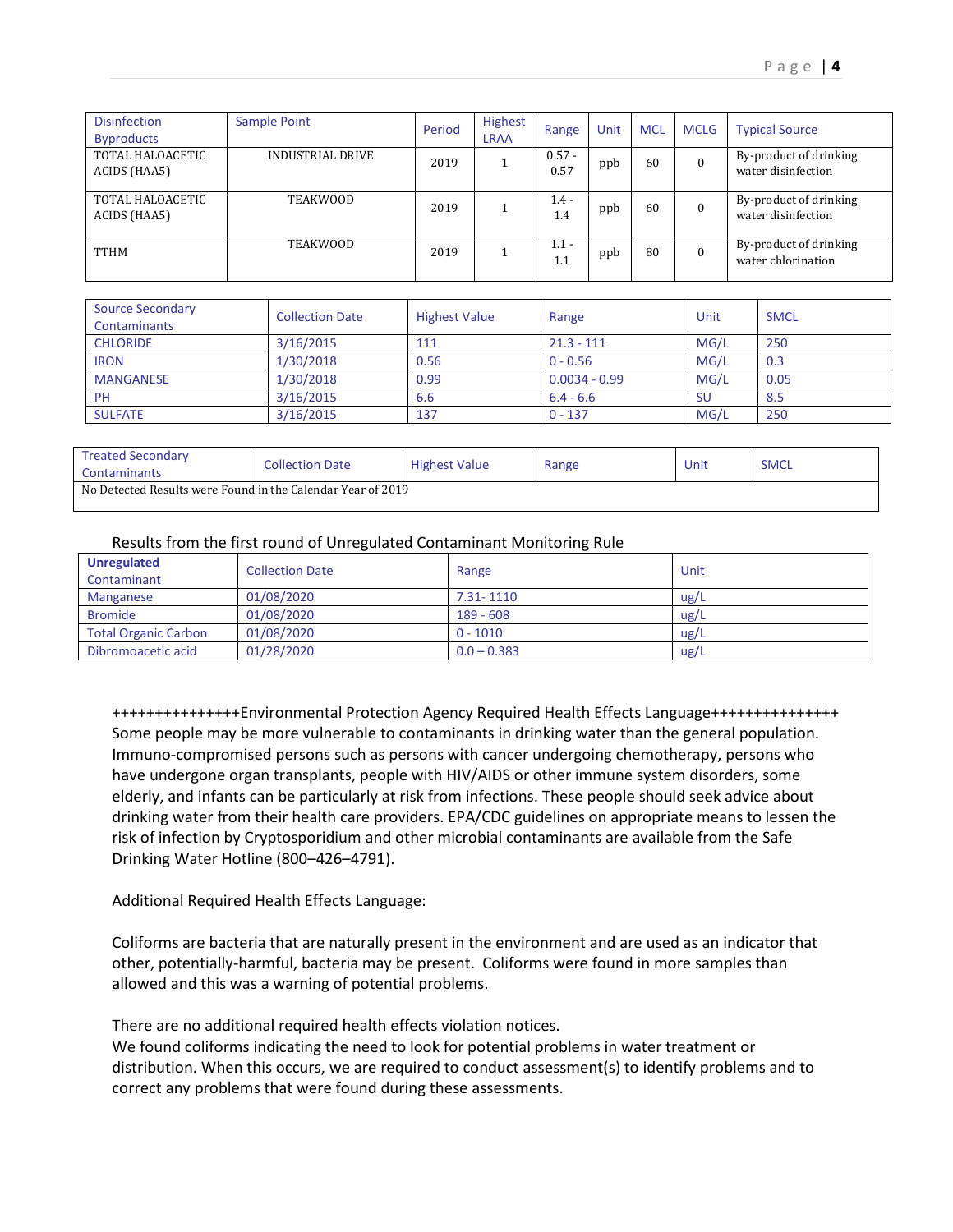| Disinfection Byproducts | Sample Point | Period | Highest LRAA | Range | Unit | MCL | MCLG | Typical Source |
|---|---|---|---|---|---|---|---|---|
| TOTAL HALOACETIC ACIDS (HAA5) | INDUSTRIAL DRIVE | 2019 | 1 | 0.57 - 0.57 | ppb | 60 | 0 | By-product of drinking water disinfection |
| TOTAL HALOACETIC ACIDS (HAA5) | TEAKWOOD | 2019 | 1 | 1.4 - 1.4 | ppb | 60 | 0 | By-product of drinking water disinfection |
| TTHM | TEAKWOOD | 2019 | 1 | 1.1 - 1.1 | ppb | 80 | 0 | By-product of drinking water chlorination |

| Source Secondary Contaminants | Collection Date | Highest Value | Range | Unit | SMCL |
|---|---|---|---|---|---|
| CHLORIDE | 3/16/2015 | 111 | 21.3 - 111 | MG/L | 250 |
| IRON | 1/30/2018 | 0.56 | 0 - 0.56 | MG/L | 0.3 |
| MANGANESE | 1/30/2018 | 0.99 | 0.0034 - 0.99 | MG/L | 0.05 |
| PH | 3/16/2015 | 6.6 | 6.4 - 6.6 | SU | 8.5 |
| SULFATE | 3/16/2015 | 137 | 0 - 137 | MG/L | 250 |

| Treated Secondary Contaminants | Collection Date | Highest Value | Range | Unit | SMCL |
|---|---|---|---|---|---|
| No Detected Results were Found in the Calendar Year of 2019 | | | | | |

Results from the first round of Unregulated Contaminant Monitoring Rule

| **Unregulated** Contaminant | Collection Date | Range | Unit |
|---|---|---|---|
| Manganese | 01/08/2020 | 7.31- 1110 | ug/L |
| Bromide | 01/08/2020 | 189 - 608 | ug/L |
| Total Organic Carbon | 01/08/2020 | 0 - 1010 | ug/L |
| Dibromoacetic acid | 01/28/2020 | 0.0 – 0.383 | ug/L |

+++++++++++++++Environmental Protection Agency Required Health Effects Language+++++++++++++++
Some people may be more vulnerable to contaminants in drinking water than the general population. Immuno-compromised persons such as persons with cancer undergoing chemotherapy, persons who have undergone organ transplants, people with HIV/AIDS or other immune system disorders, some elderly, and infants can be particularly at risk from infections. These people should seek advice about drinking water from their health care providers. EPA/CDC guidelines on appropriate means to lessen the risk of infection by Cryptosporidium and other microbial contaminants are available from the Safe Drinking Water Hotline (800–426–4791).

Additional Required Health Effects Language:

Coliforms are bacteria that are naturally present in the environment and are used as an indicator that other, potentially-harmful, bacteria may be present. Coliforms were found in more samples than allowed and this was a warning of potential problems.

There are no additional required health effects violation notices.
We found coliforms indicating the need to look for potential problems in water treatment or distribution. When this occurs, we are required to conduct assessment(s) to identify problems and to correct any problems that were found during these assessments.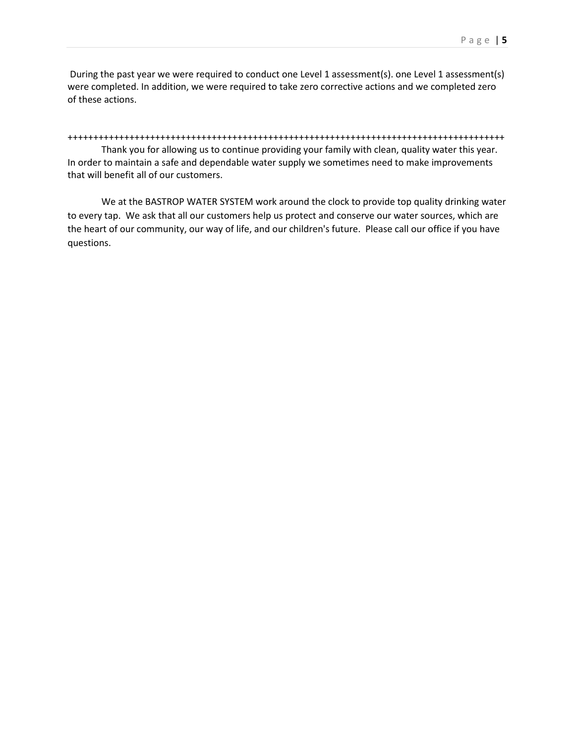During the past year we were required to conduct one Level 1 assessment(s). one Level 1 assessment(s) were completed. In addition, we were required to take zero corrective actions and we completed zero of these actions.

++++++++++++++++++++++++++++++++++++++++++++++++++++++++++++++++++++++++++++++++++++++++

Thank you for allowing us to continue providing your family with clean, quality water this year. In order to maintain a safe and dependable water supply we sometimes need to make improvements that will benefit all of our customers.

We at the BASTROP WATER SYSTEM work around the clock to provide top quality drinking water to every tap. We ask that all our customers help us protect and conserve our water sources, which are the heart of our community, our way of life, and our children's future. Please call our office if you have questions.